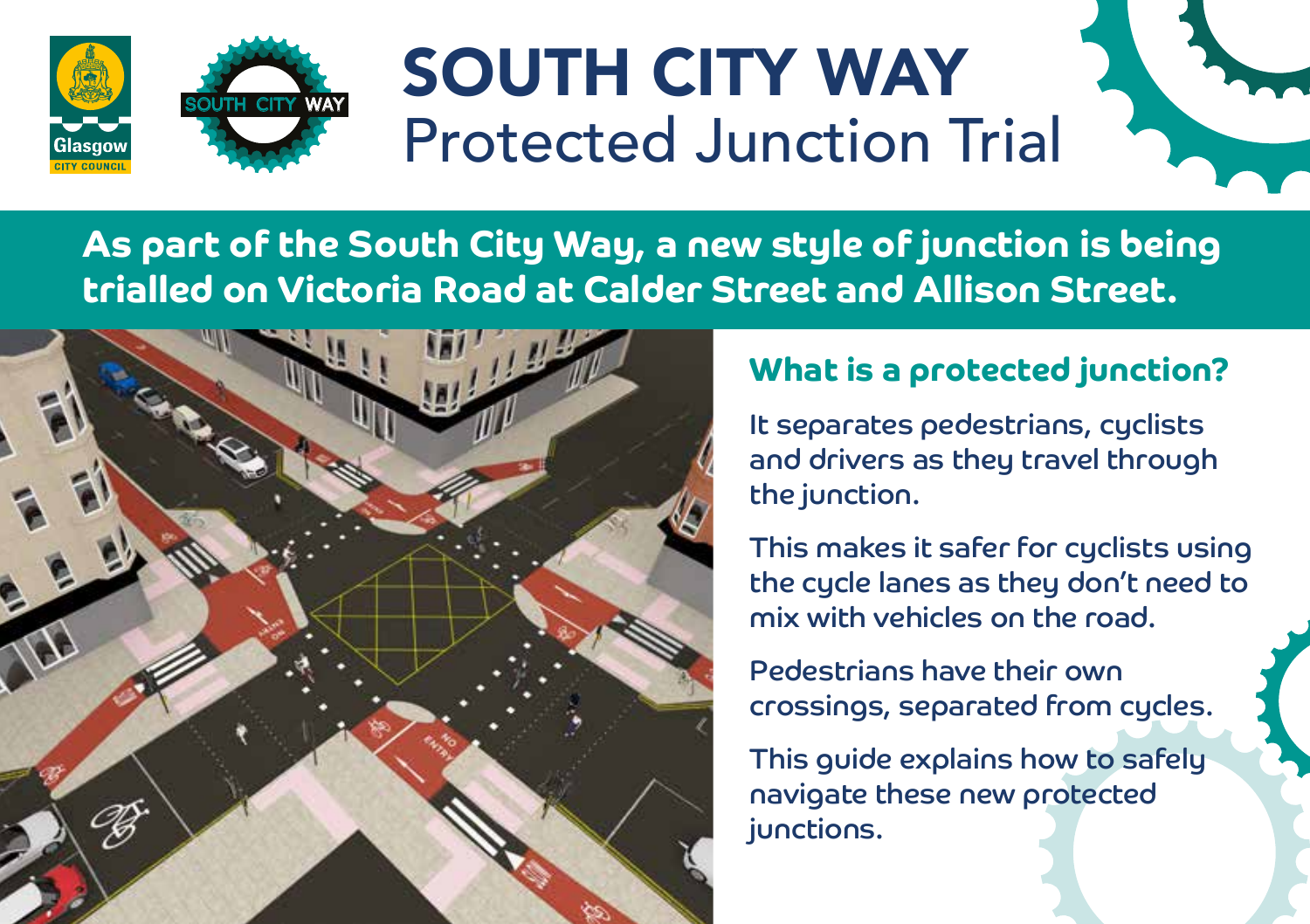# SOUTH CITY WAY
## Protected Junction Trial

**As part of the South City Way, a new style of junction is being trialled on Victoria Road at Calder Street and Allison Street.**

### What is a protected junction?

It separates pedestrians, cyclists and drivers as they travel through the junction.

This makes it safer for cyclists using the cycle lanes as they don't need to mix with vehicles on the road.

Pedestrians have their own crossings, separated from cycles.

This guide explains how to safely navigate these new protected junctions.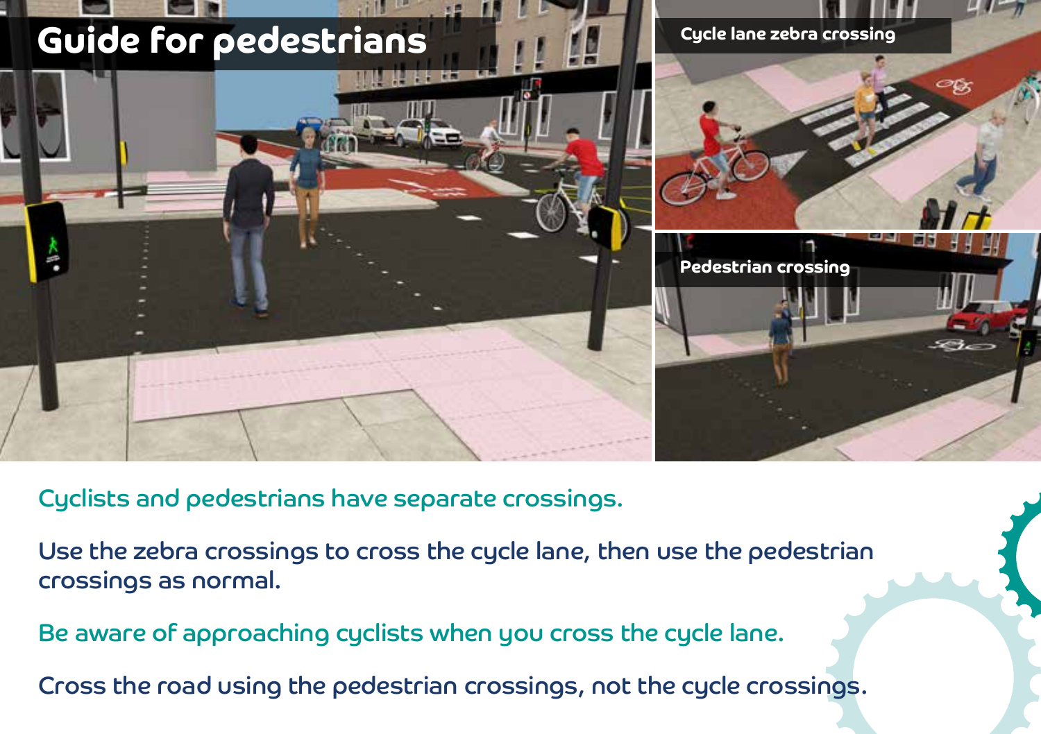# Guide for pedestrians

Cycle lane zebra crossing

Pedestrian crossing

Cyclists and pedestrians have separate crossings.

Use the zebra crossings to cross the cycle lane, then use the pedestrian crossings as normal.

Be aware of approaching cyclists when you cross the cycle lane.

Cross the road using the pedestrian crossings, not the cycle crossings.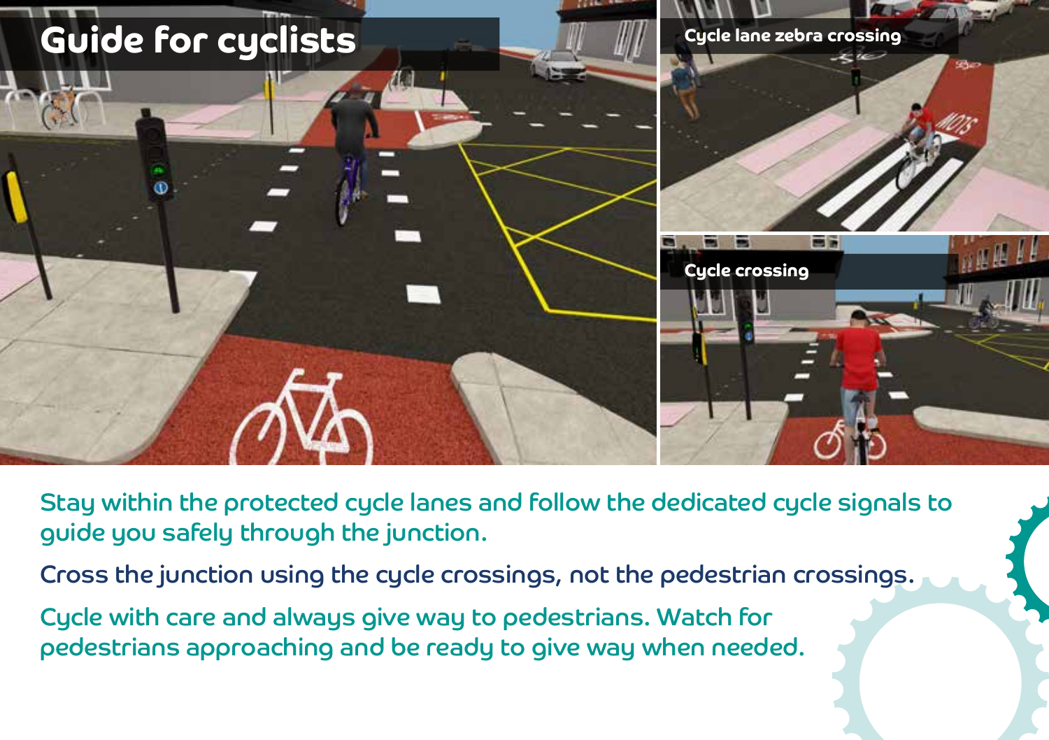# Guide for cyclists

Cycle lane zebra crossing

Cycle crossing

Stay within the protected cycle lanes and follow the dedicated cycle signals to guide you safely through the junction.

Cross the junction using the cycle crossings, not the pedestrian crossings.

Cycle with care and always give way to pedestrians. Watch for pedestrians approaching and be ready to give way when needed.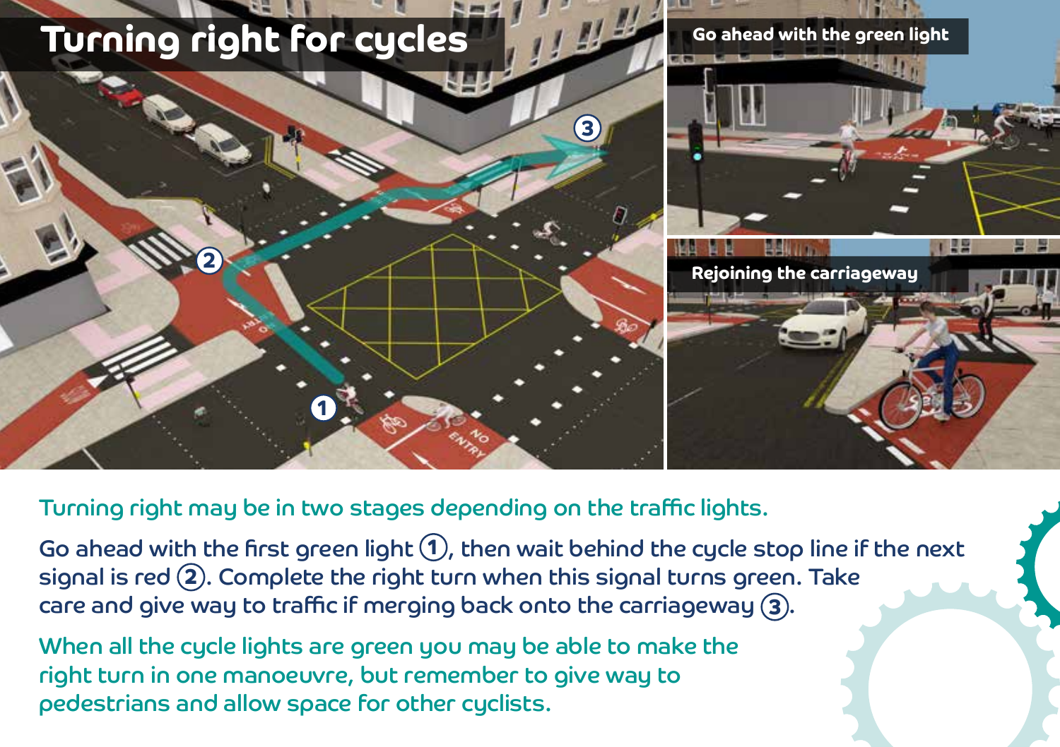# Turning right for cycles

Go ahead with the green light

Rejoining the carriageway

Turning right may be in two stages depending on the traffic lights.

Go ahead with the first green light (1), then wait behind the cycle stop line if the next signal is red (2). Complete the right turn when this signal turns green. Take care and give way to traffic if merging back onto the carriageway (3).

When all the cycle lights are green you may be able to make the right turn in one manoeuvre, but remember to give way to pedestrians and allow space for other cyclists.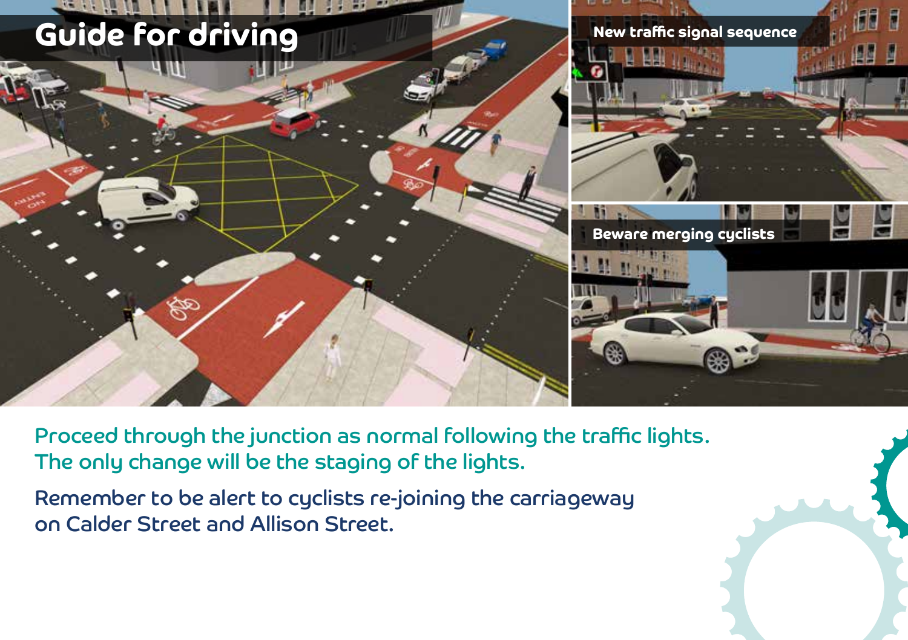# Guide for driving

New traffic signal sequence

Beware merging cyclists

Proceed through the junction as normal following the traffic lights. The only change will be the staging of the lights.

Remember to be alert to cyclists re-joining the carriageway on Calder Street and Allison Street.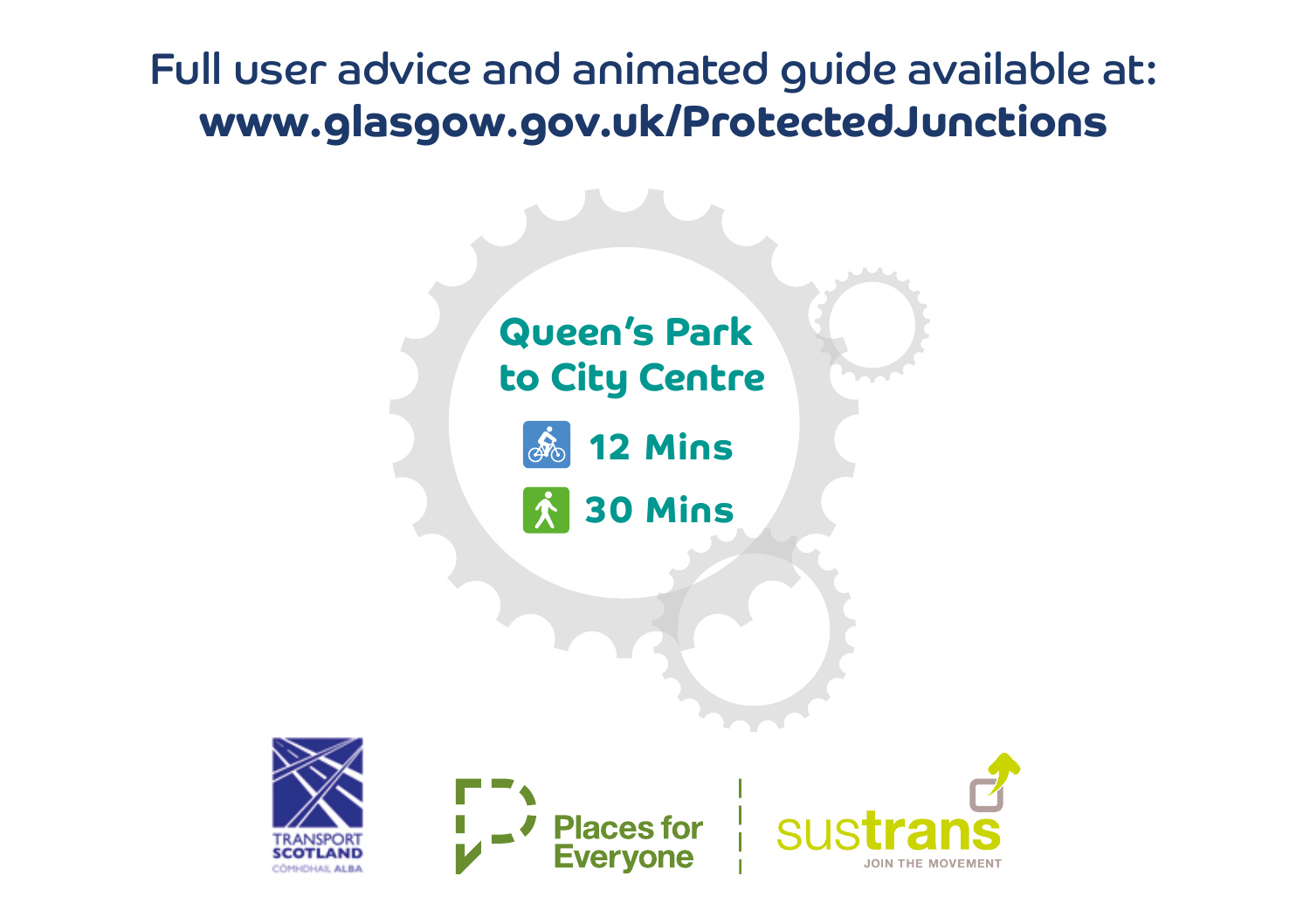Full user advice and animated guide available at:
**www.glasgow.gov.uk/ProtectedJunctions**

**Queen's Park to City Centre**

**12 Mins**

**30 Mins**

TRANSPORT SCOTLAND
CÒMHDHAIL ALBA

Places for Everyone

sustrans
JOIN THE MOVEMENT